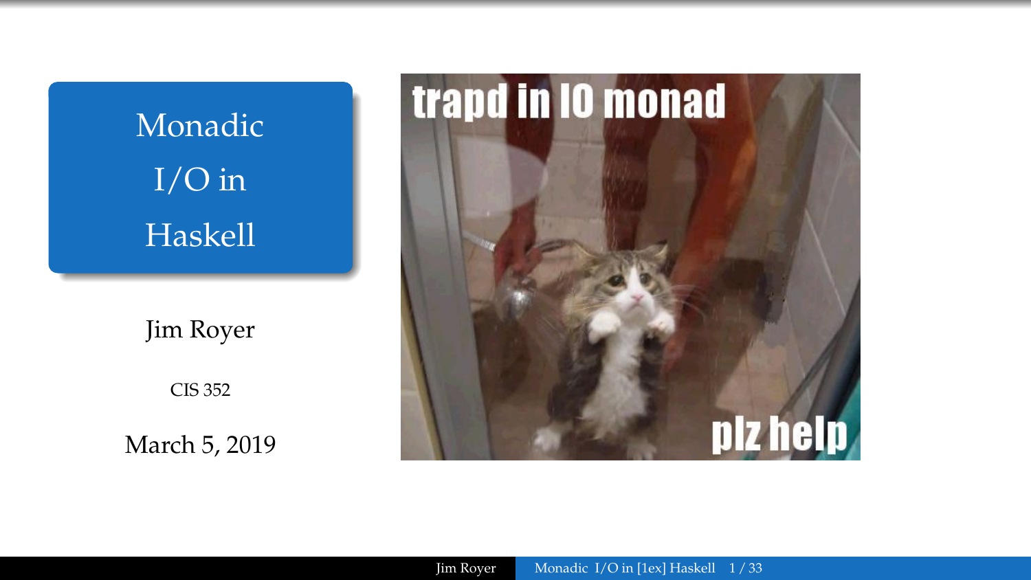# Monadic I/O in Haskell

Jim Royer

CIS 352

March 5, 2019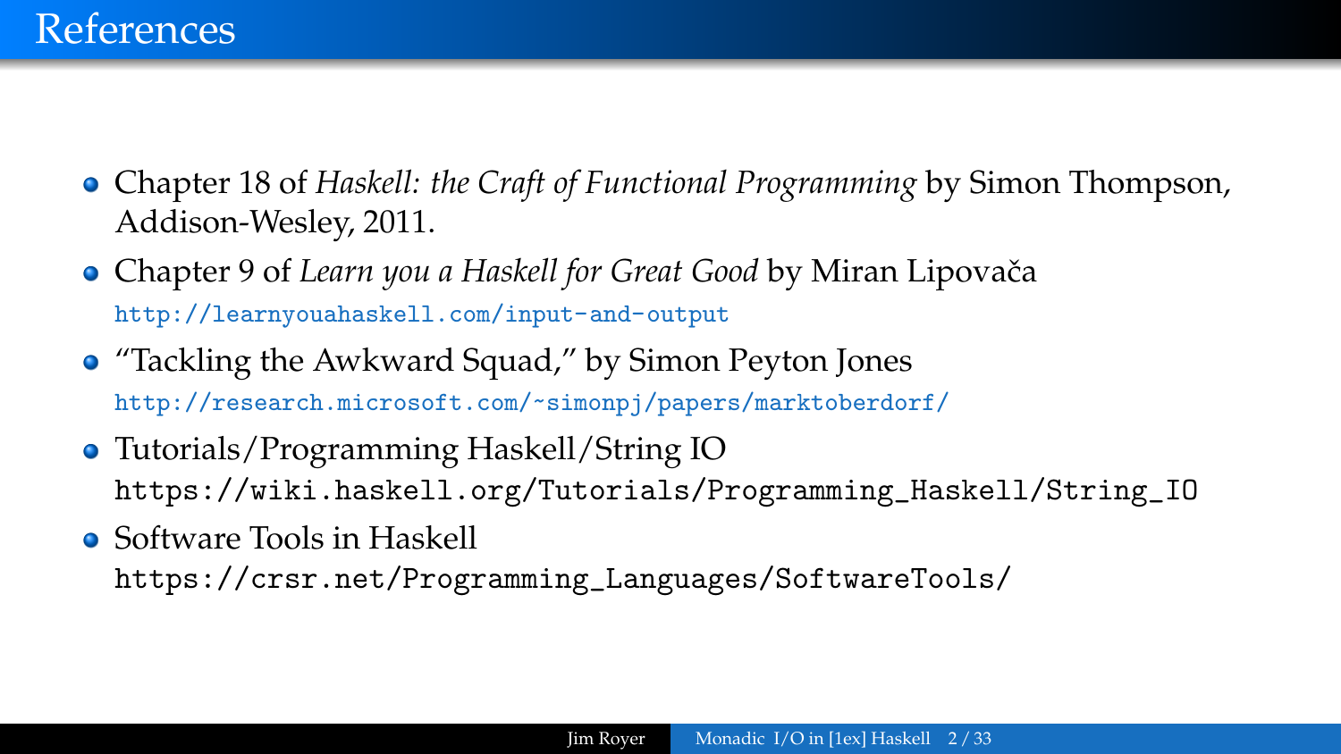# References

- Chapter 18 of *Haskell: the Craft of Functional Programming* by Simon Thompson, Addison-Wesley, 2011.
- Chapter 9 of *Learn you a Haskell for Great Good* by Miran Lipovača
  `http://learnyouahaskell.com/input-and-output`
- "Tackling the Awkward Squad," by Simon Peyton Jones
  `http://research.microsoft.com/~simonpj/papers/marktoberdorf/`
- Tutorials/Programming Haskell/String IO
  `https://wiki.haskell.org/Tutorials/Programming_Haskell/String_IO`
- Software Tools in Haskell
  `https://crsr.net/Programming_Languages/SoftwareTools/`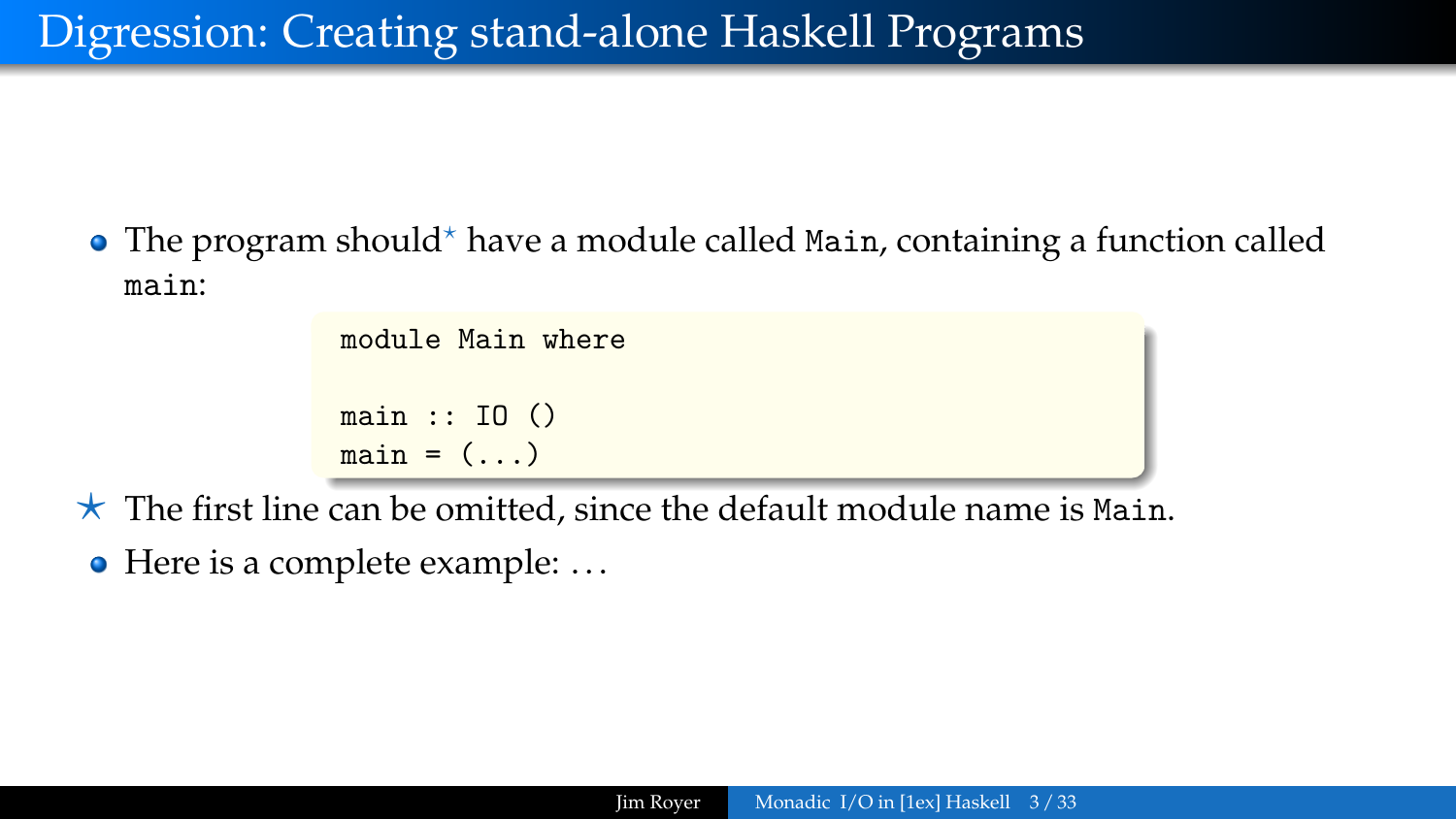# Digression: Creating stand-alone Haskell Programs

- The program should* have a module called `Main`, containing a function called `main`:

```
module Main where

main :: IO ()
main = (...)
```

* The first line can be omitted, since the default module name is `Main`.

- Here is a complete example: …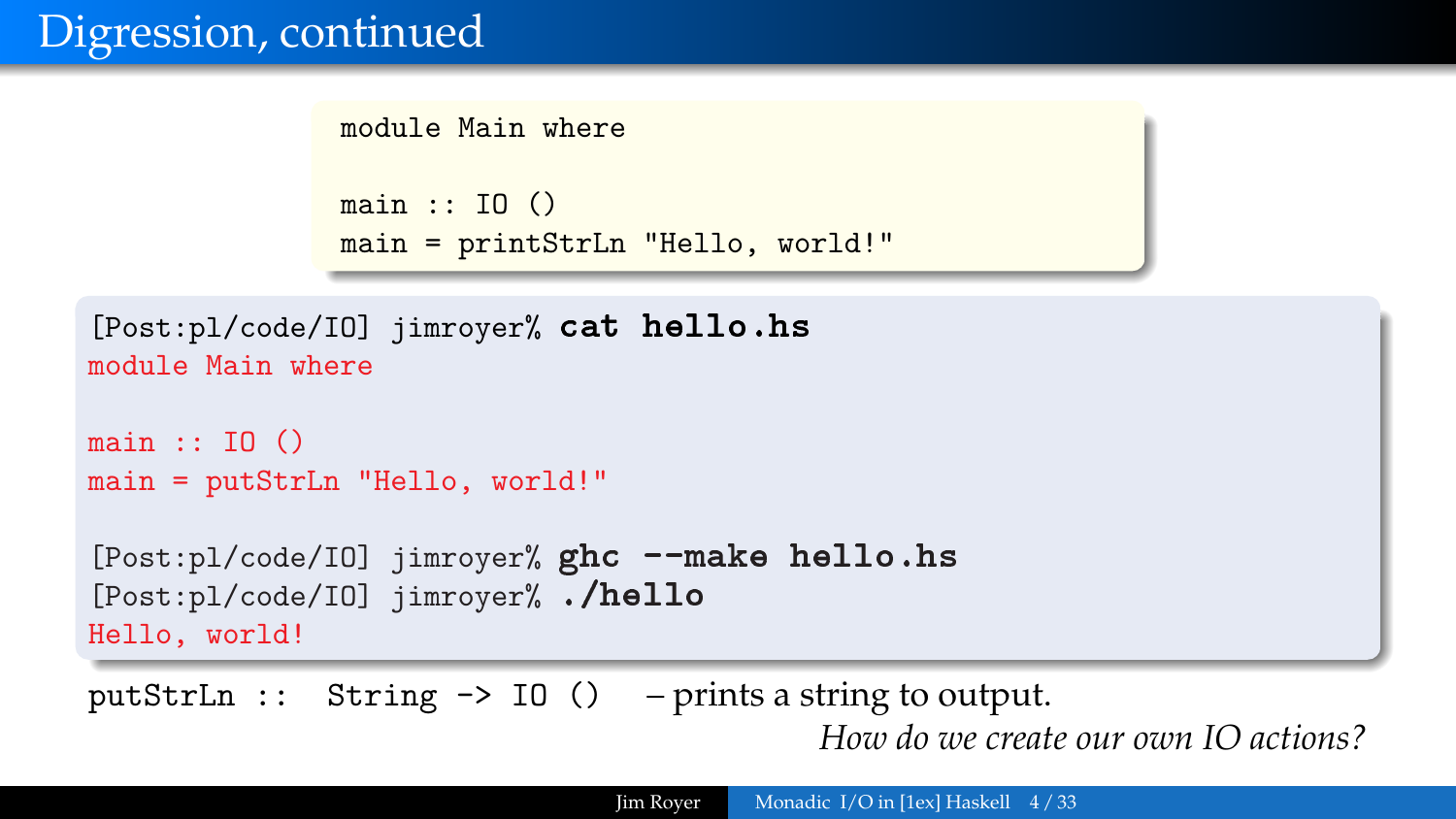# Digression, continued

```
module Main where

main :: IO ()
main = printStrLn "Hello, world!"
```

```
[Post:pl/code/IO] jimroyer% cat hello.hs
module Main where

main :: IO ()
main = putStrLn "Hello, world!"

[Post:pl/code/IO] jimroyer% ghc --make hello.hs
[Post:pl/code/IO] jimroyer% ./hello
Hello, world!
```

`putStrLn :: String -> IO ()` – prints a string to output.

*How do we create our own IO actions?*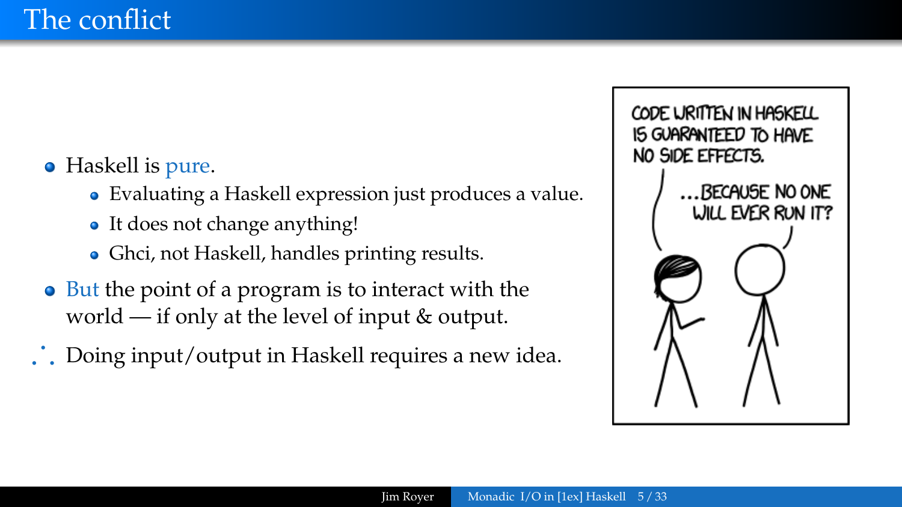# The conflict

- Haskell is pure.
  - Evaluating a Haskell expression just produces a value.
  - It does not change anything!
  - Ghci, not Haskell, handles printing results.
- But the point of a program is to interact with the world — if only at the level of input & output.

∴ Doing input/output in Haskell requires a new idea.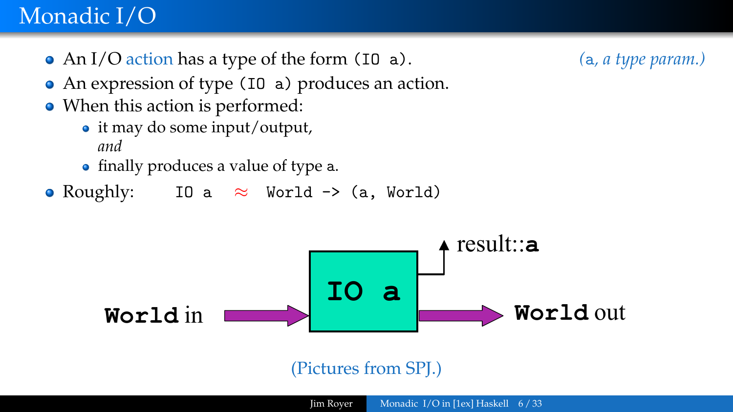# Monadic I/O

- An I/O action has a type of the form `(IO a)`. *(`a`, a type param.)*
- An expression of type `(IO a)` produces an action.
- When this action is performed:
  - it may do some input/output,
    *and*
  - finally produces a value of type `a`.
- Roughly: `IO a` $\approx$ `World -> (a, World)`

**World** in → **IO a** → **World** out
result::**a**

(Pictures from SPJ.)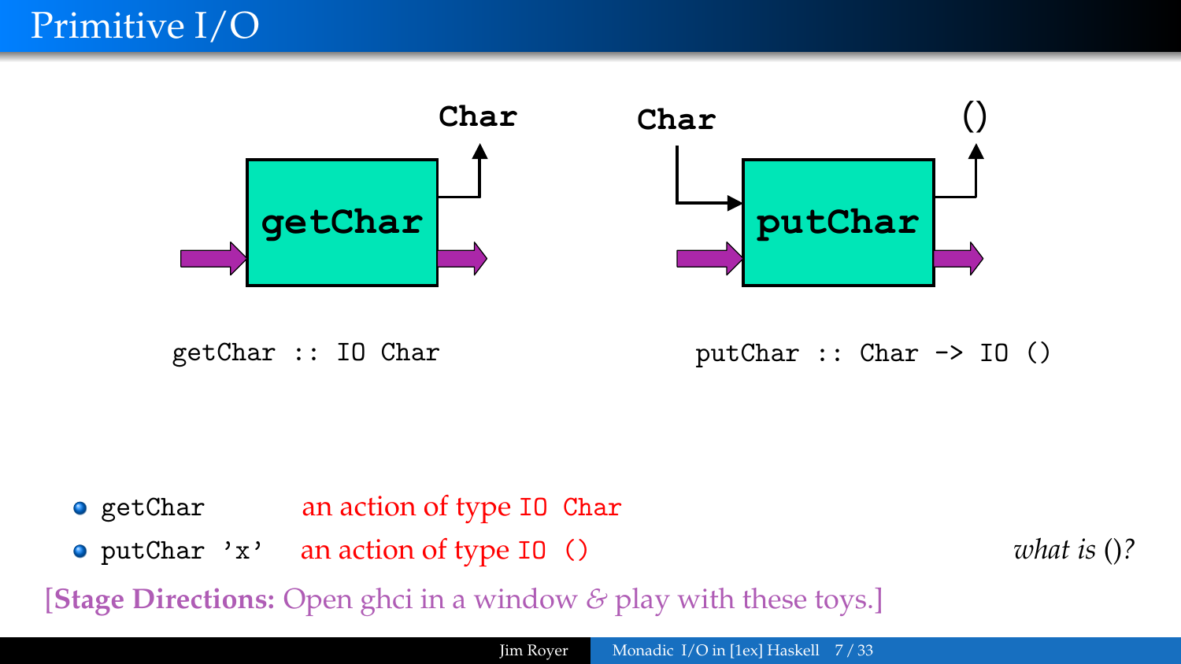# Primitive I/O

Char

getChar

Char

putChar

()

`getChar :: IO Char`

`putChar :: Char -> IO ()`

- `getChar` an action of type `IO Char`
- `putChar 'x'` an action of type `IO ()`

*what is ()?*

[**Stage Directions:** Open ghci in a window & play with these toys.]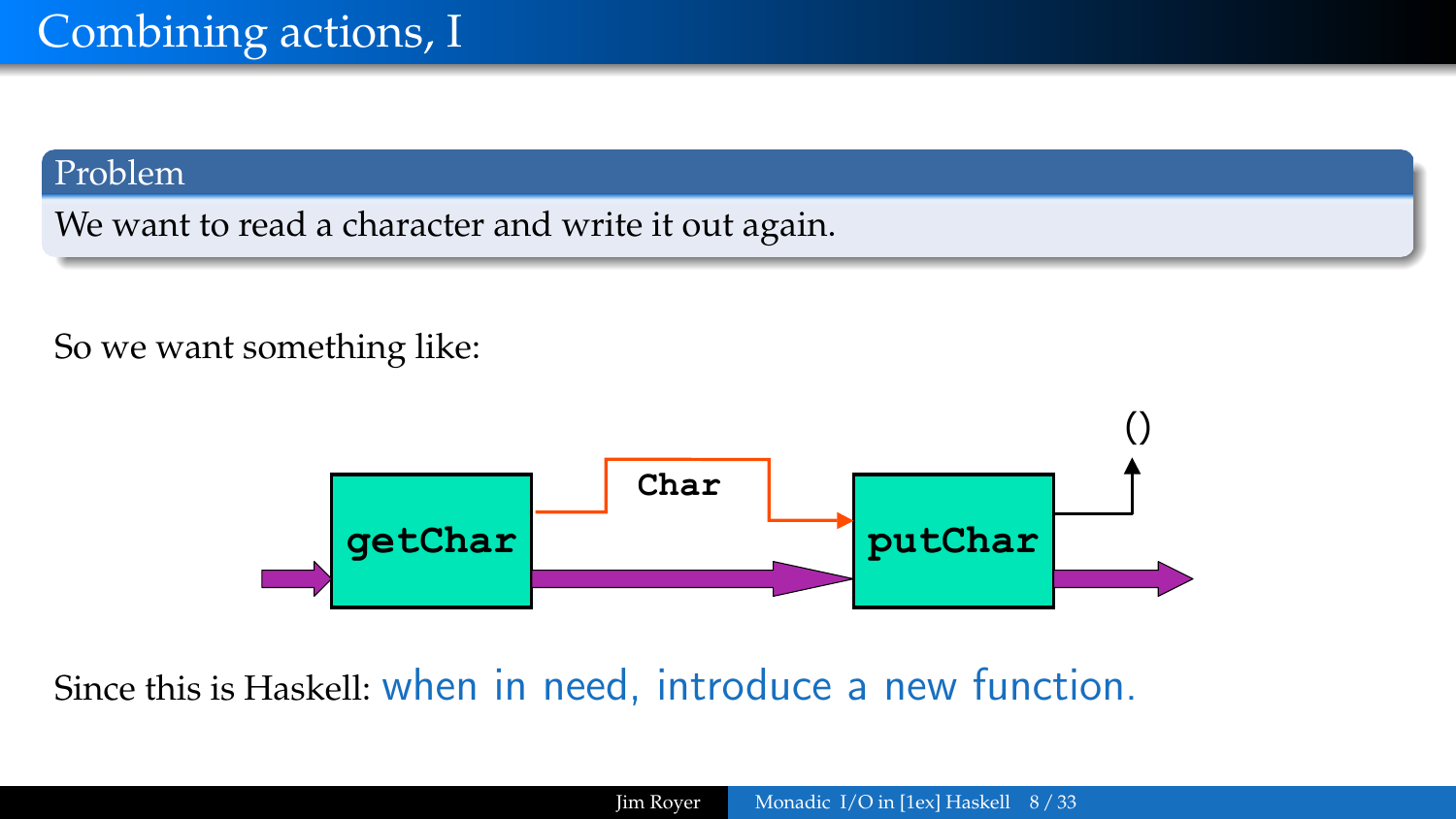# Combining actions, I

**Problem**

We want to read a character and write it out again.

So we want something like:

getChar → Char → putChar → ()

Since this is Haskell: when in need, introduce a new function.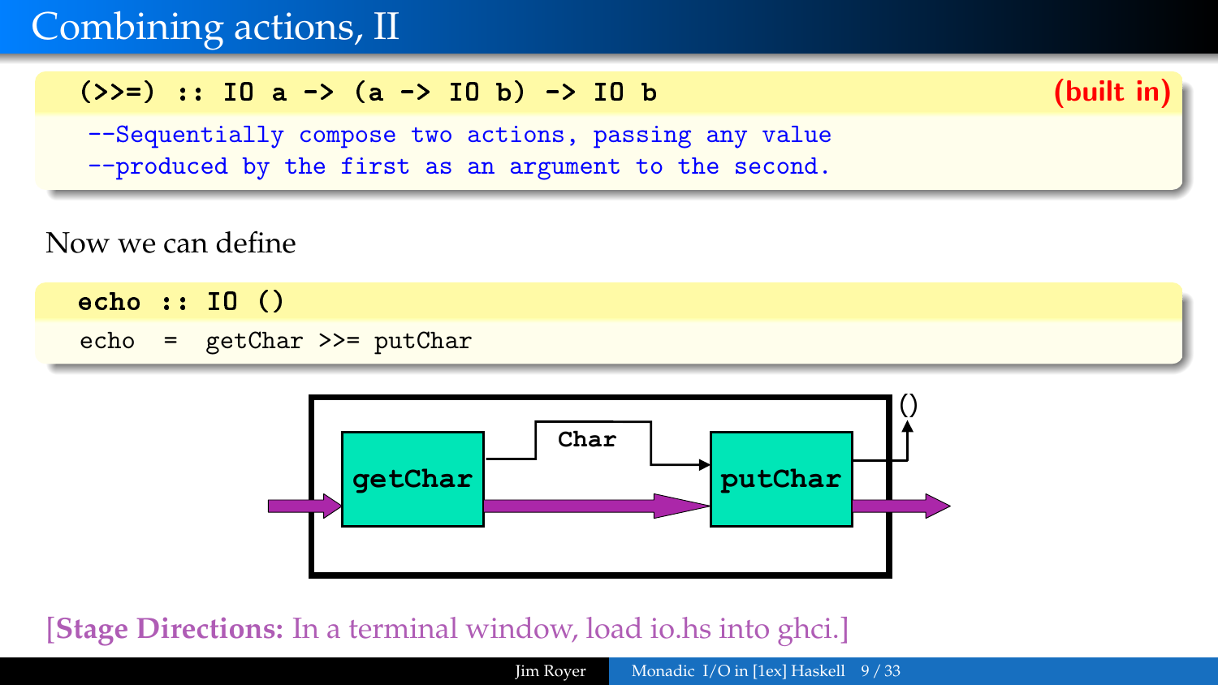# Combining actions, II

```
(>>=) :: IO a -> (a -> IO b) -> IO b                    (built in)
  --Sequentially compose two actions, passing any value
  --produced by the first as an argument to the second.
```

Now we can define

```
echo :: IO ()
echo  =  getChar >>= putChar
```

[**Stage Directions:** In a terminal window, load io.hs into ghci.]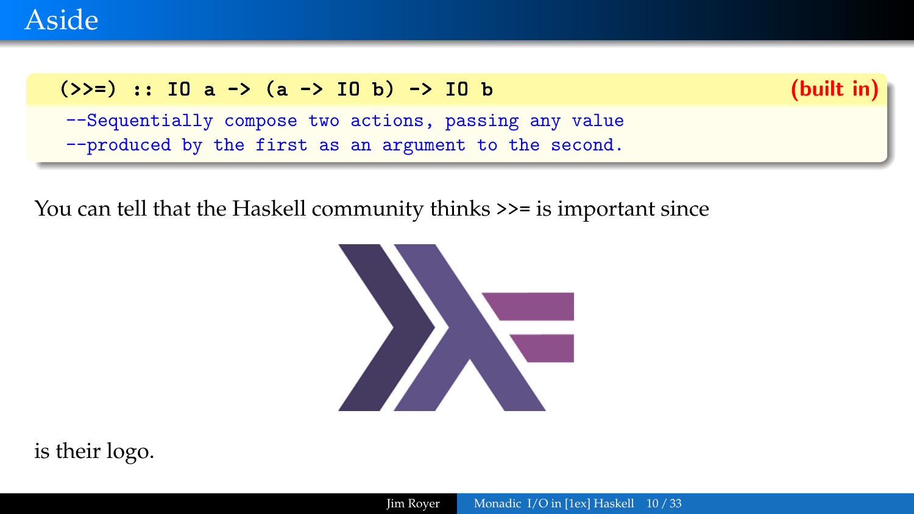# Aside

```
(>>=) :: IO a -> (a -> IO b) -> IO b                    (built in)
--Sequentially compose two actions, passing any value
--produced by the first as an argument to the second.
```

You can tell that the Haskell community thinks >>= is important since

is their logo.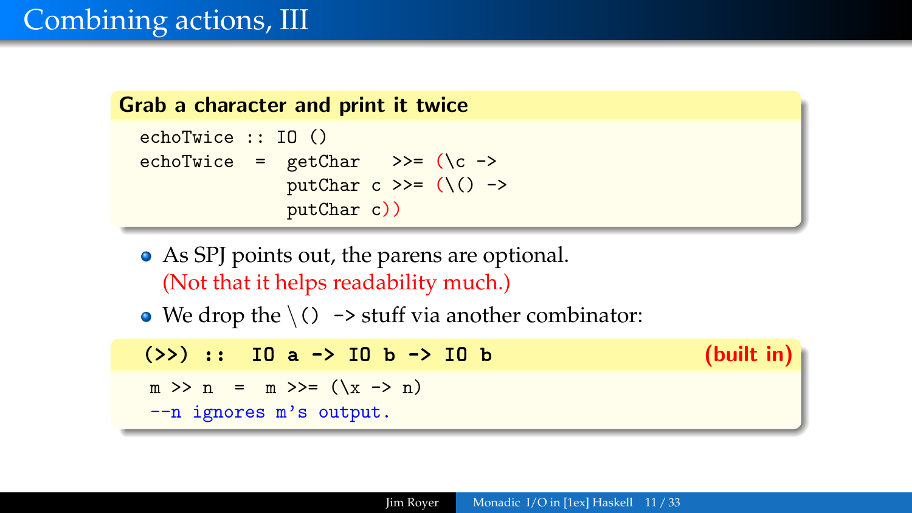# Combining actions, III

**Grab a character and print it twice**

```
echoTwice :: IO ()
echoTwice  =  getChar   >>= (\c ->
              putChar c >>= (\() ->
              putChar c))
```

- As SPJ points out, the parens are optional.
  (Not that it helps readability much.)
- We drop the `\()` `->` stuff via another combinator:

**`(>>) ::  IO a -> IO b -> IO b`** **(built in)**

```
m >> n  =  m >>= (\x -> n)
--n ignores m's output.
```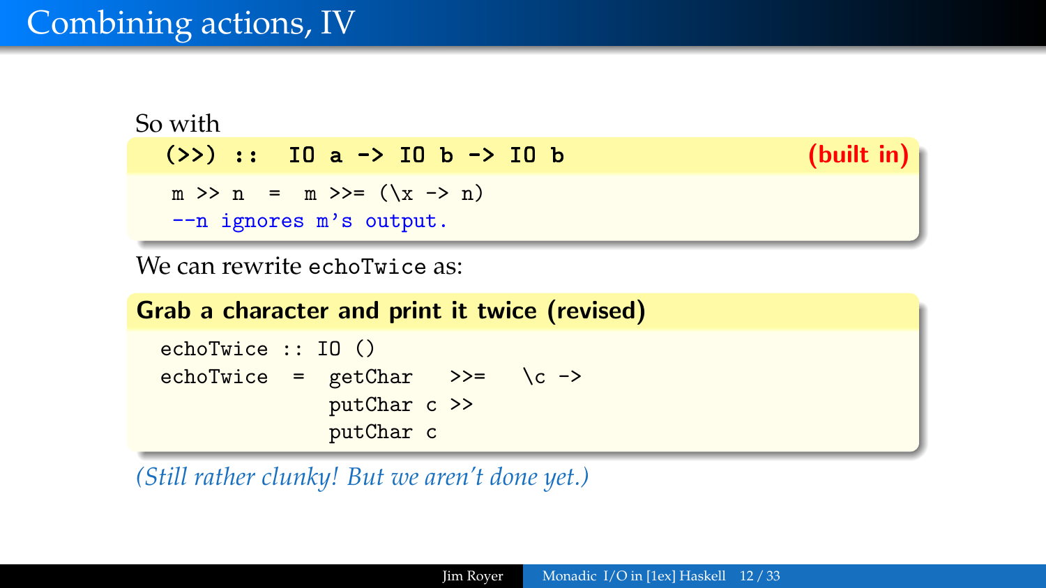# Combining actions, IV

So with

```
(>>) ::  IO a -> IO b -> IO b                    (built in)
```

```
m >> n  =  m >>= (\x -> n)
--n ignores m's output.
```

We can rewrite `echoTwice` as:

**Grab a character and print it twice (revised)**

```
echoTwice :: IO ()
echoTwice  =  getChar   >>=   \c ->
              putChar c >>
              putChar c
```

*(Still rather clunky! But we aren't done yet.)*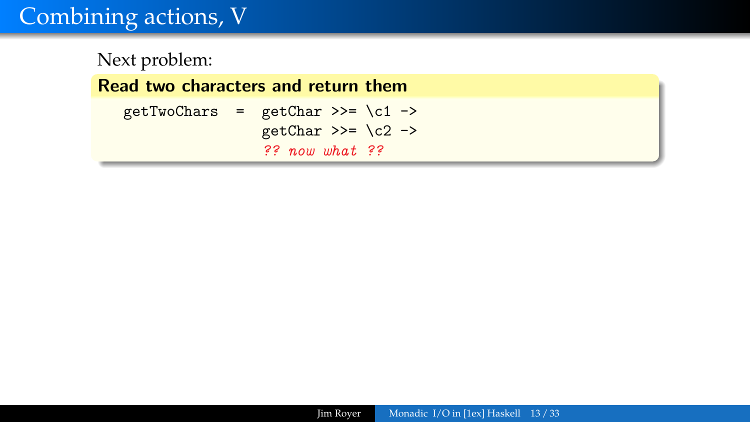# Combining actions, V

Next problem:

**Read two characters and return them**

```
getTwoChars  =  getChar >>= \c1 ->
                getChar >>= \c2 ->
                ?? now what ??
```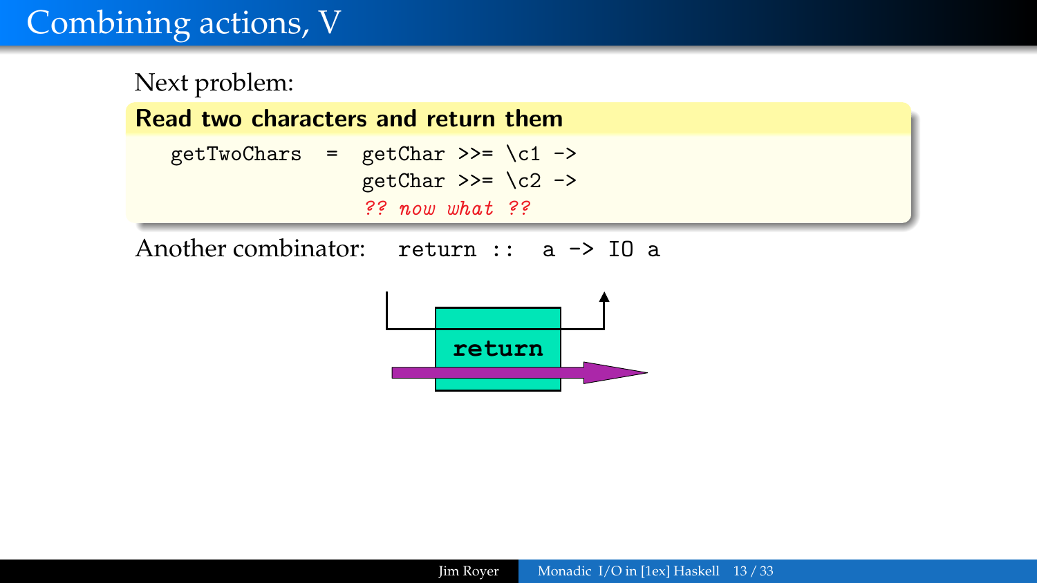# Combining actions, V

Next problem:

**Read two characters and return them**

```
getTwoChars  =  getChar >>= \c1 ->
                getChar >>= \c2 ->
                ?? now what ??
```

Another combinator: `return :: a -> IO a`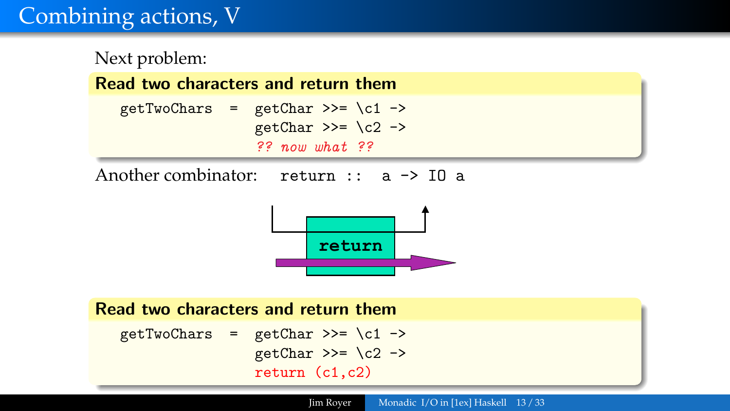# Combining actions, V

Next problem:

**Read two characters and return them**

```
getTwoChars  =  getChar >>= \c1 ->
                getChar >>= \c2 ->
                ?? now what ??
```

Another combinator: `return :: a -> IO a`

**Read two characters and return them**

```
getTwoChars  =  getChar >>= \c1 ->
                getChar >>= \c2 ->
                return (c1,c2)
```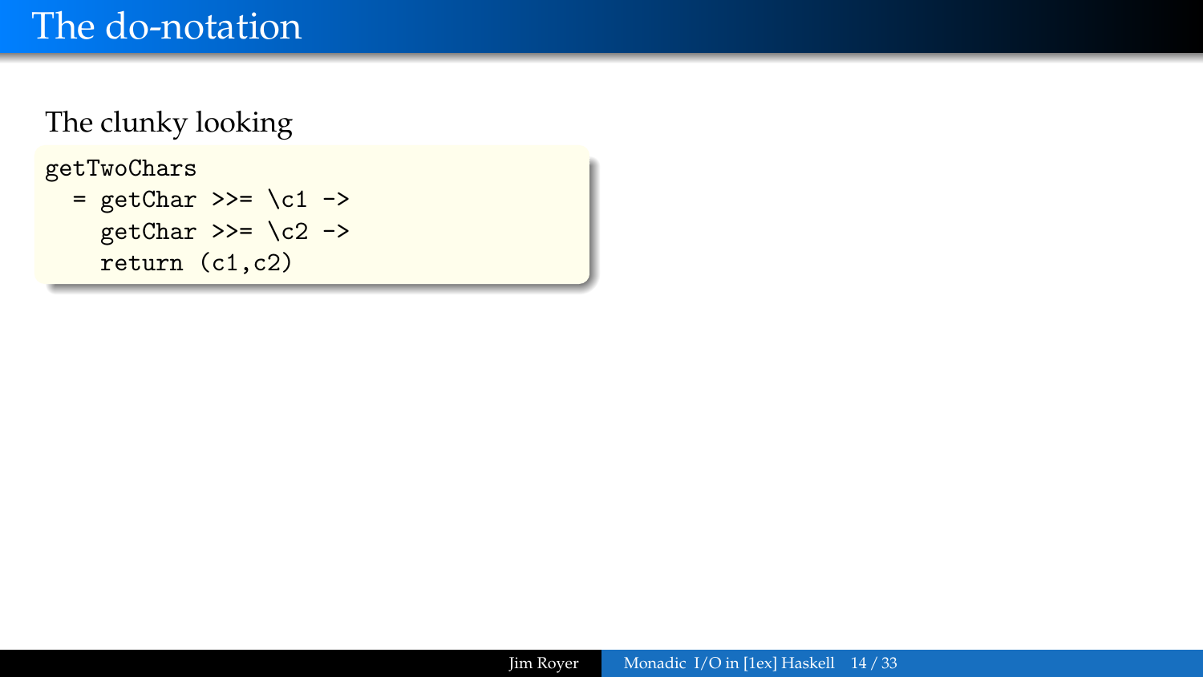# The do-notation

The clunky looking

```
getTwoChars
  = getChar >>= \c1 ->
    getChar >>= \c2 ->
    return (c1,c2)
```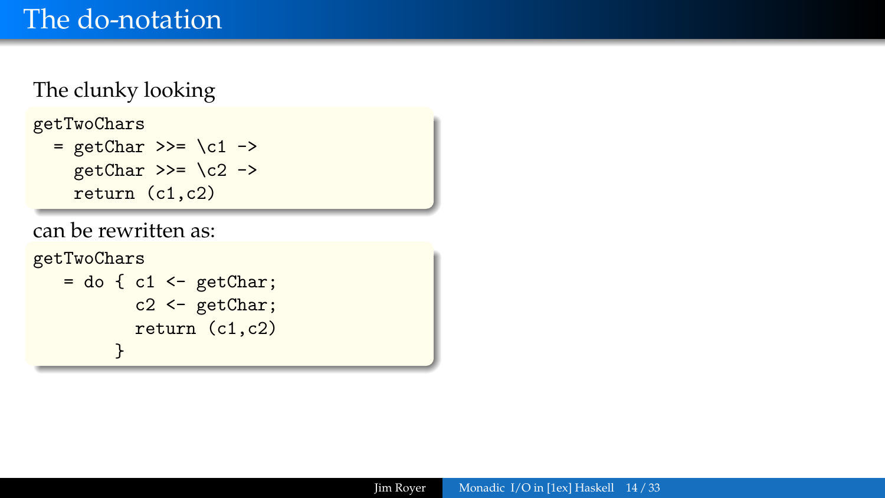# The do-notation

The clunky looking

```
getTwoChars
  = getChar >>= \c1 ->
    getChar >>= \c2 ->
    return (c1,c2)
```

can be rewritten as:

```
getTwoChars
   = do { c1 <- getChar;
          c2 <- getChar;
          return (c1,c2)
        }
```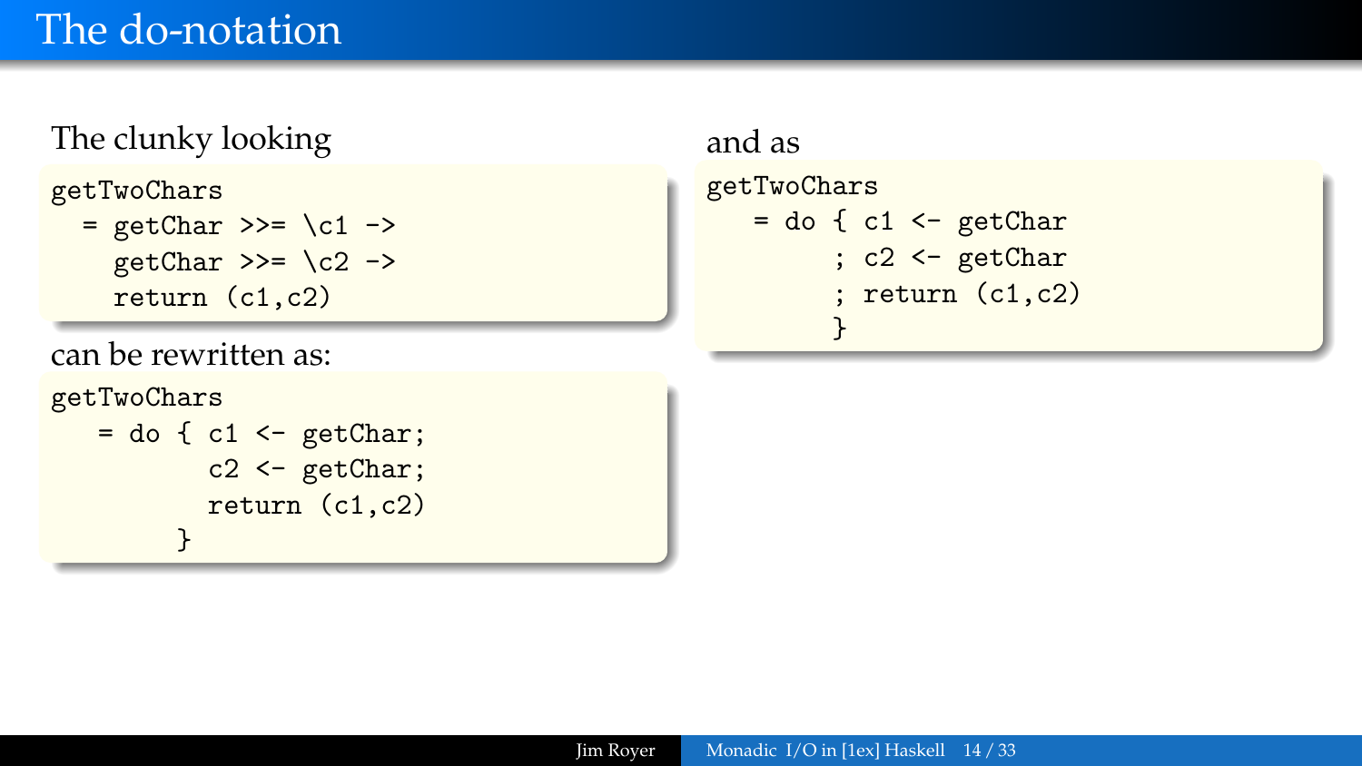# The do-notation

The clunky looking

```
getTwoChars
  = getChar >>= \c1 ->
    getChar >>= \c2 ->
    return (c1,c2)
```

can be rewritten as:

```
getTwoChars
   = do { c1 <- getChar;
          c2 <- getChar;
          return (c1,c2)
        }
```

and as

```
getTwoChars
   = do { c1 <- getChar
        ; c2 <- getChar
        ; return (c1,c2)
        }
```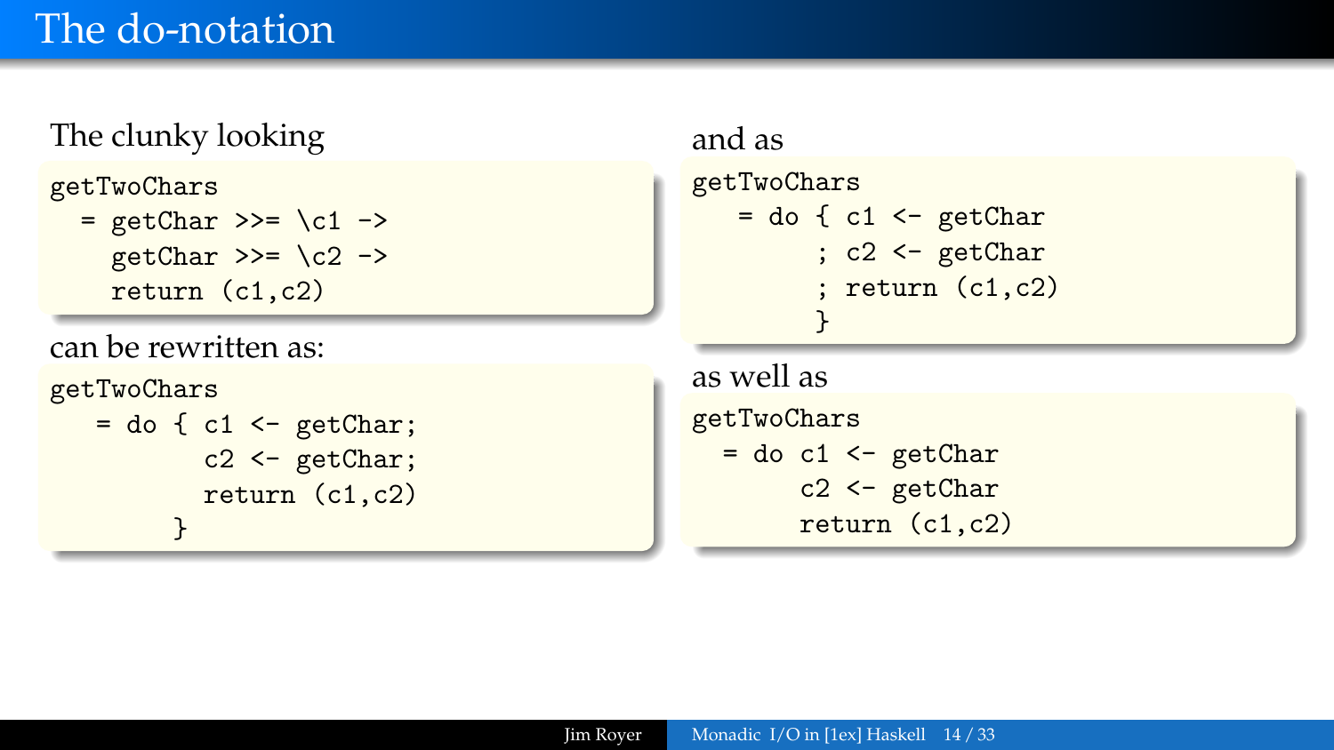# The do-notation

The clunky looking

```
getTwoChars
  = getChar >>= \c1 ->
    getChar >>= \c2 ->
    return (c1,c2)
```

can be rewritten as:

```
getTwoChars
   = do { c1 <- getChar;
          c2 <- getChar;
          return (c1,c2)
        }
```

and as

```
getTwoChars
   = do { c1 <- getChar
        ; c2 <- getChar
        ; return (c1,c2)
        }
```

as well as

```
getTwoChars
  = do c1 <- getChar
       c2 <- getChar
       return (c1,c2)
```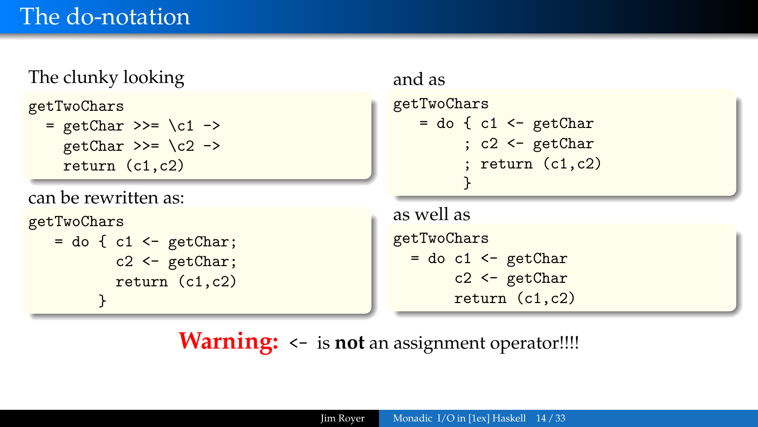# The do-notation

The clunky looking

```
getTwoChars
  = getChar >>= \c1 ->
    getChar >>= \c2 ->
    return (c1,c2)
```

can be rewritten as:

```
getTwoChars
   = do { c1 <- getChar;
          c2 <- getChar;
          return (c1,c2)
        }
```

and as

```
getTwoChars
   = do { c1 <- getChar
        ; c2 <- getChar
        ; return (c1,c2)
        }
```

as well as

```
getTwoChars
  = do c1 <- getChar
       c2 <- getChar
       return (c1,c2)
```

**Warning:** `<-` is **not** an assignment operator!!!!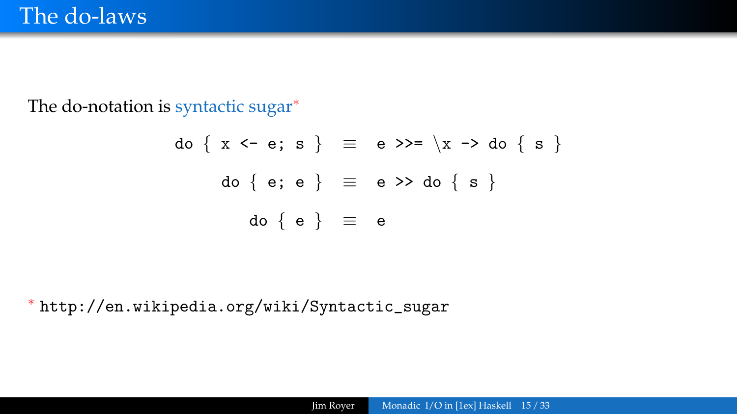# The do-laws

The do-notation is syntactic sugar*

```
do { x <- e; s }  ≡  e >>= \x -> do { s }

    do { e; e }  ≡  e >> do { s }

       do { e }  ≡  e
```

* http://en.wikipedia.org/wiki/Syntactic_sugar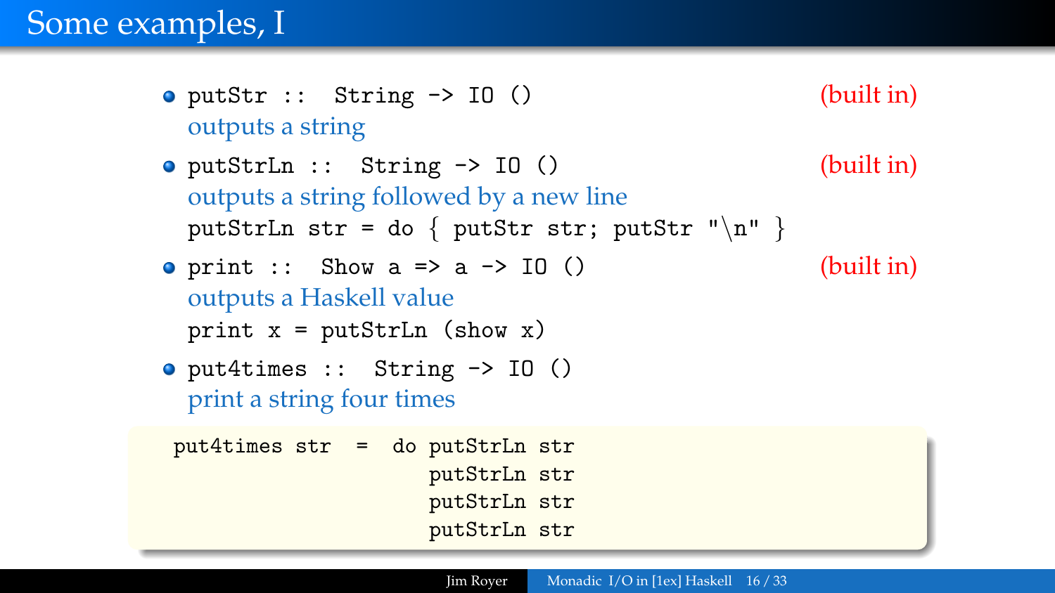# Some examples, I

- `putStr :: String -> IO ()` (built in)
  outputs a string
- `putStrLn :: String -> IO ()` (built in)
  outputs a string followed by a new line
  `putStrLn str = do { putStr str; putStr "\n" }`
- `print :: Show a => a -> IO ()` (built in)
  outputs a Haskell value
  `print x = putStrLn (show x)`
- `put4times :: String -> IO ()`
  print a string four times

```
put4times str  =  do putStrLn str
                     putStrLn str
                     putStrLn str
                     putStrLn str
```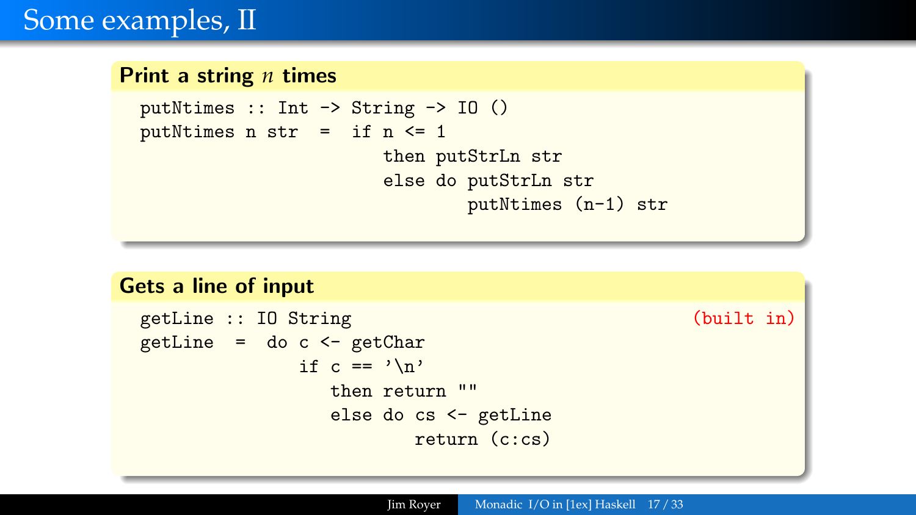# Some examples, II

### Print a string $n$ times

```
putNtimes :: Int -> String -> IO ()
putNtimes n str  =  if n <= 1
                       then putStrLn str
                       else do putStrLn str
                               putNtimes (n-1) str
```

### Gets a line of input

```
getLine :: IO String                                         (built in)
getLine  =  do c <- getChar
               if c == '\n'
                  then return ""
                  else do cs <- getLine
                          return (c:cs)
```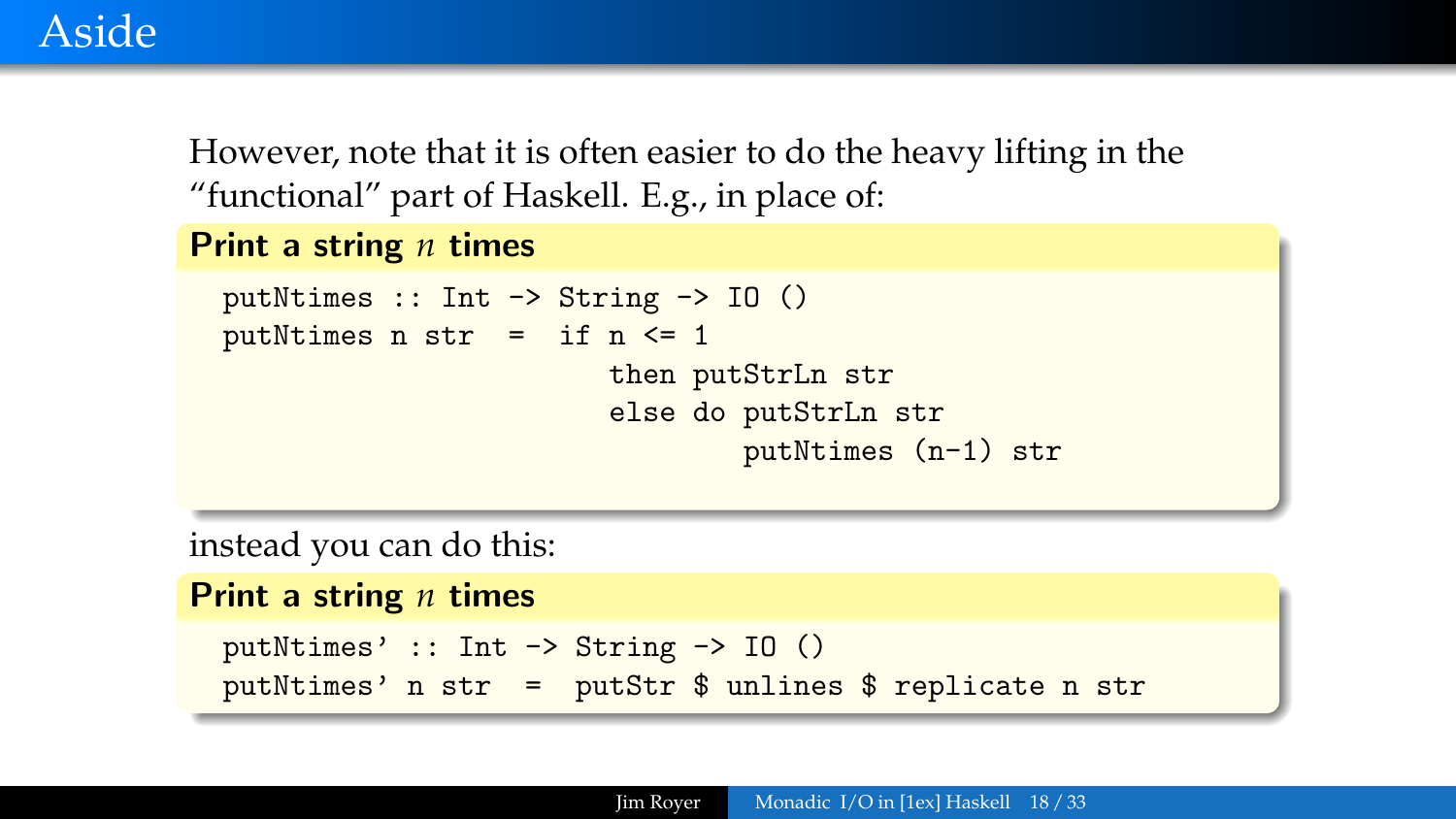# Aside

However, note that it is often easier to do the heavy lifting in the "functional" part of Haskell. E.g., in place of:

**Print a string $n$ times**

```
putNtimes :: Int -> String -> IO ()
putNtimes n str  =  if n <= 1
                      then putStrLn str
                      else do putStrLn str
                              putNtimes (n-1) str
```

instead you can do this:

**Print a string $n$ times**

```
putNtimes' :: Int -> String -> IO ()
putNtimes' n str  =  putStr $ unlines $ replicate n str
```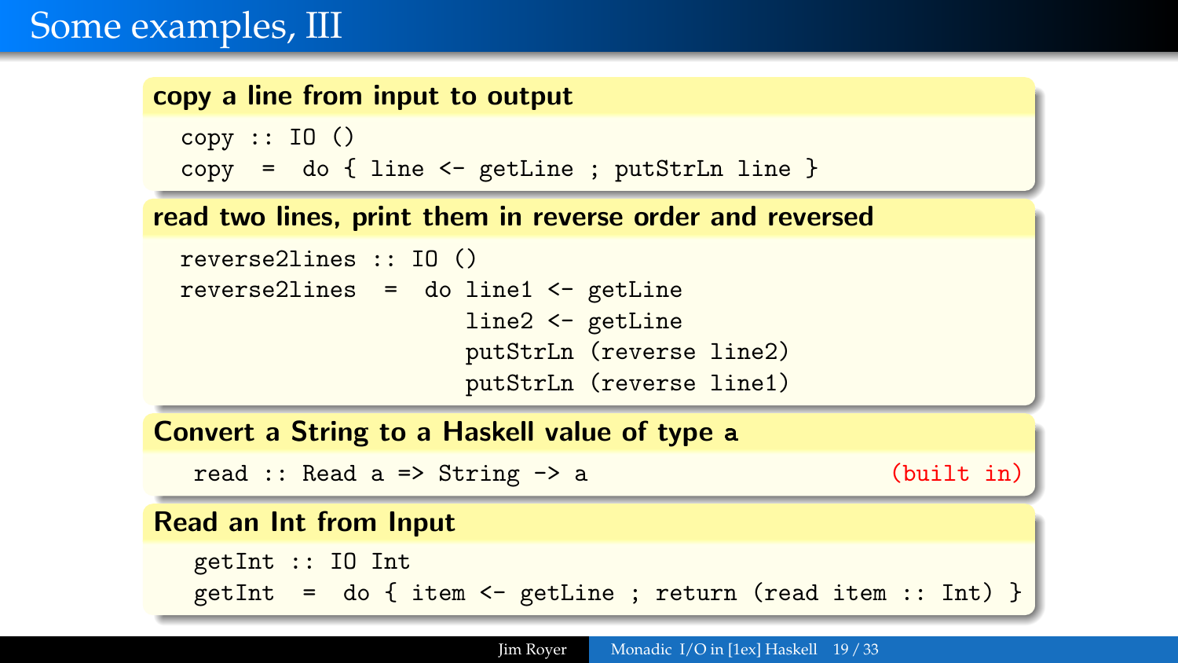# Some examples, III

### copy a line from input to output

```
copy :: IO ()
copy  =  do { line <- getLine ; putStrLn line }
```

### read two lines, print them in reverse order and reversed

```
reverse2lines :: IO ()
reverse2lines  =  do line1 <- getLine
                     line2 <- getLine
                     putStrLn (reverse line2)
                     putStrLn (reverse line1)
```

### Convert a String to a Haskell value of type a

```
read :: Read a => String -> a
```

(built in)

### Read an Int from Input

```
getInt :: IO Int
getInt  =  do { item <- getLine ; return (read item :: Int) }
```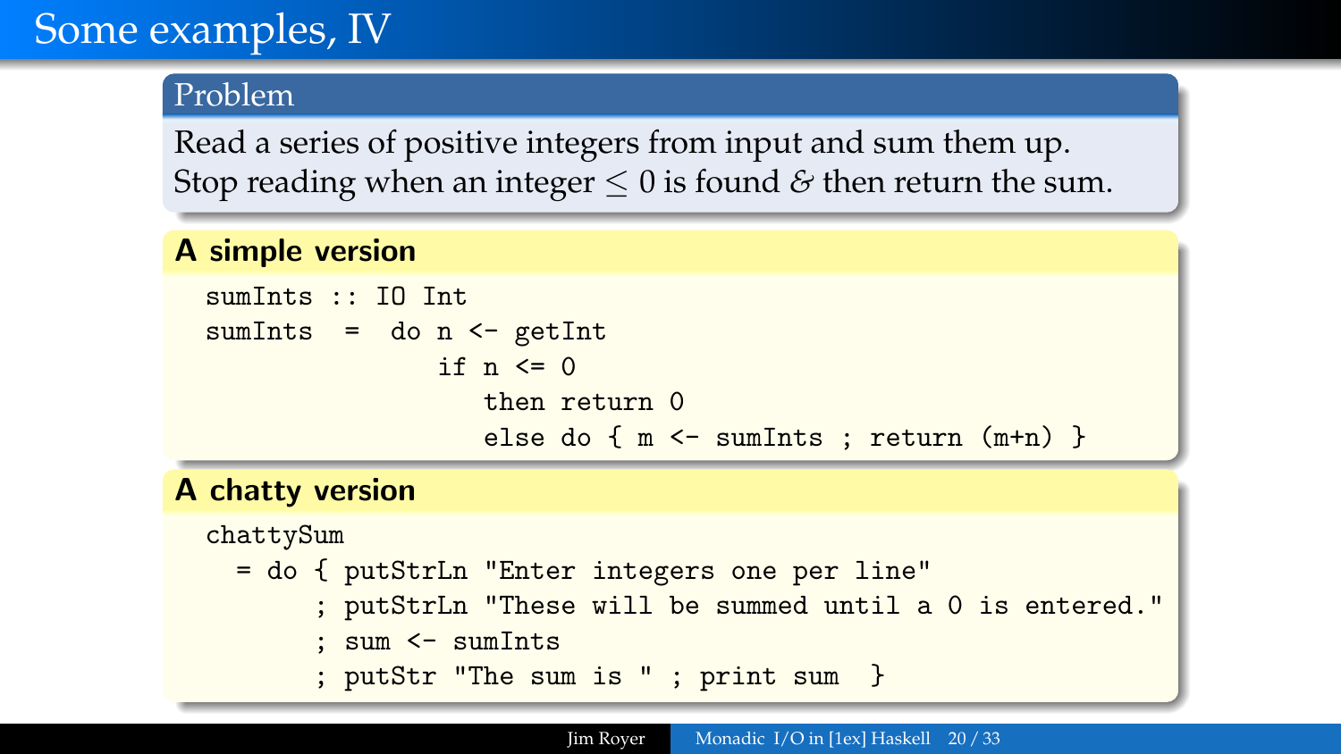# Some examples, IV

## Problem

Read a series of positive integers from input and sum them up.
Stop reading when an integer $\leq 0$ is found & then return the sum.

## A simple version

```
sumInts :: IO Int
sumInts  =  do n <- getInt
               if n <= 0
                  then return 0
                  else do { m <- sumInts ; return (m+n) }
```

## A chatty version

```
chattySum
  = do { putStrLn "Enter integers one per line"
       ; putStrLn "These will be summed until a 0 is entered."
       ; sum <- sumInts
       ; putStr "The sum is " ; print sum  }
```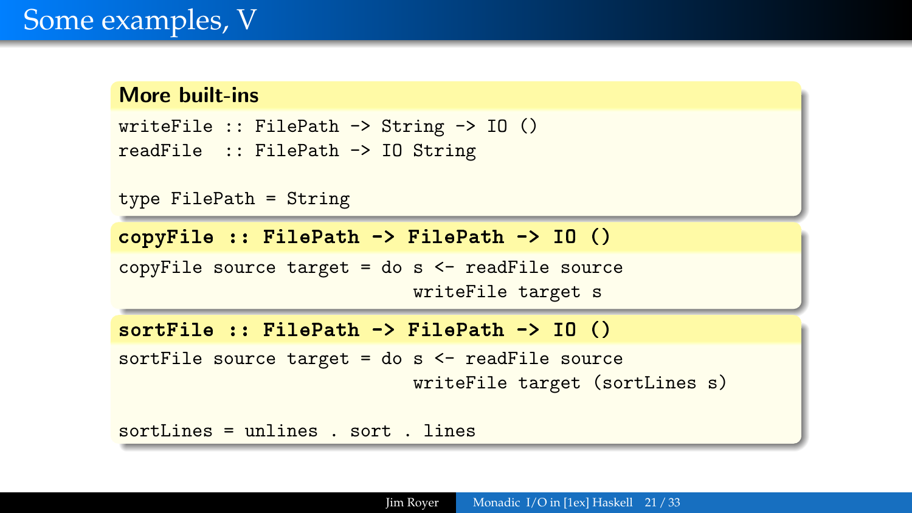# Some examples, V

### More built-ins

```
writeFile :: FilePath -> String -> IO ()
readFile  :: FilePath -> IO String

type FilePath = String
```

### `copyFile :: FilePath -> FilePath -> IO ()`

```
copyFile source target = do s <- readFile source
                            writeFile target s
```

### `sortFile :: FilePath -> FilePath -> IO ()`

```
sortFile source target = do s <- readFile source
                            writeFile target (sortLines s)

sortLines = unlines . sort . lines
```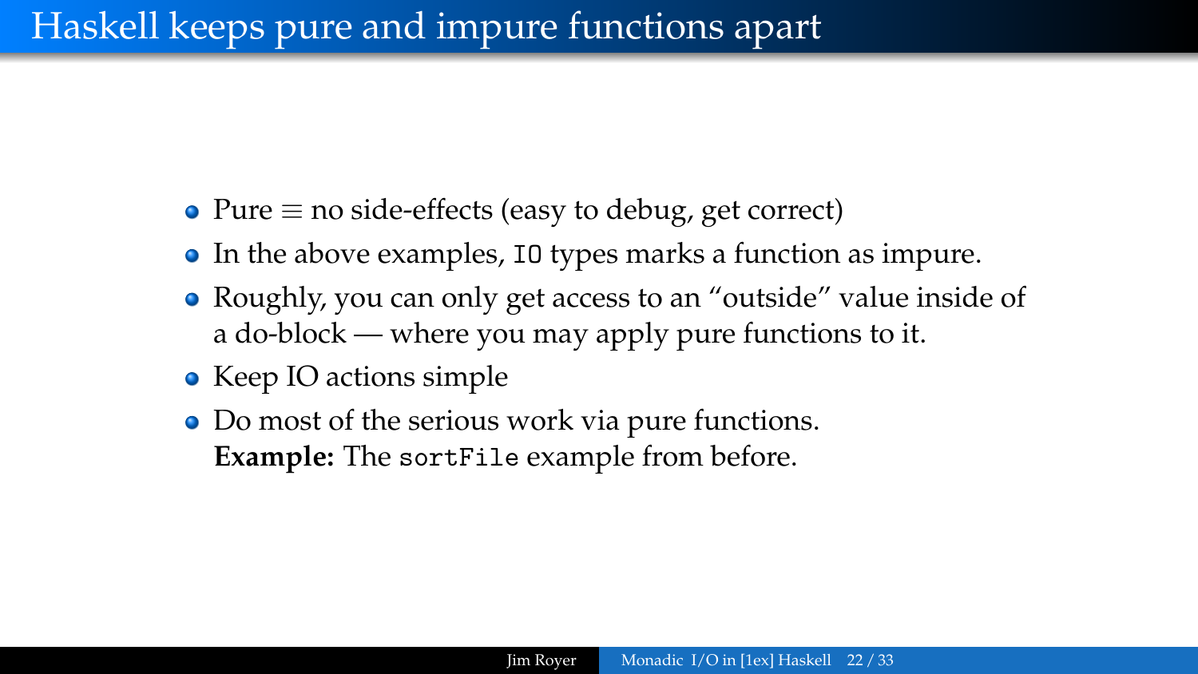# Haskell keeps pure and impure functions apart

- Pure $\equiv$ no side-effects (easy to debug, get correct)
- In the above examples, `IO` types marks a function as impure.
- Roughly, you can only get access to an "outside" value inside of a do-block — where you may apply pure functions to it.
- Keep IO actions simple
- Do most of the serious work via pure functions.
  **Example:** The `sortFile` example from before.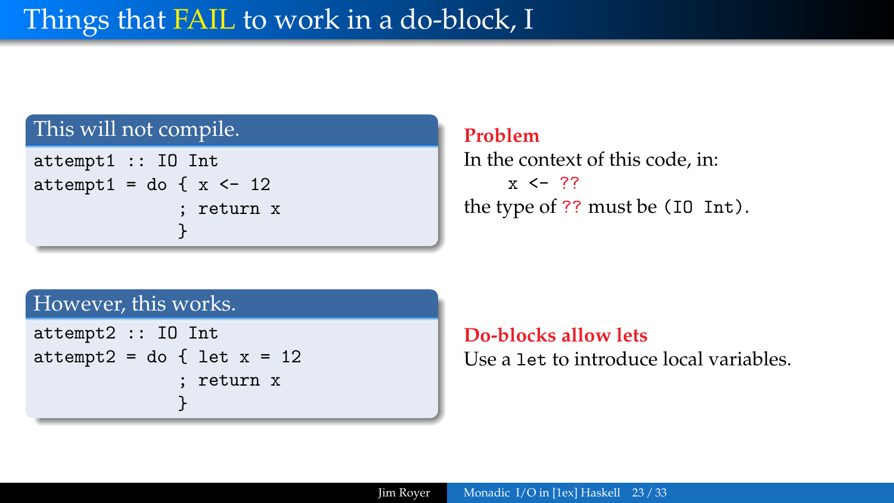# Things that FAIL to work in a do-block, I

**This will not compile.**

```
attempt1 :: IO Int
attempt1 = do { x <- 12
              ; return x
              }
```

**Problem**

In the context of this code, in:

```
x <- ??
```

the type of `??` must be `(IO Int)`.

**However, this works.**

```
attempt2 :: IO Int
attempt2 = do { let x = 12
              ; return x
              }
```

**Do-blocks allow lets**

Use a `let` to introduce local variables.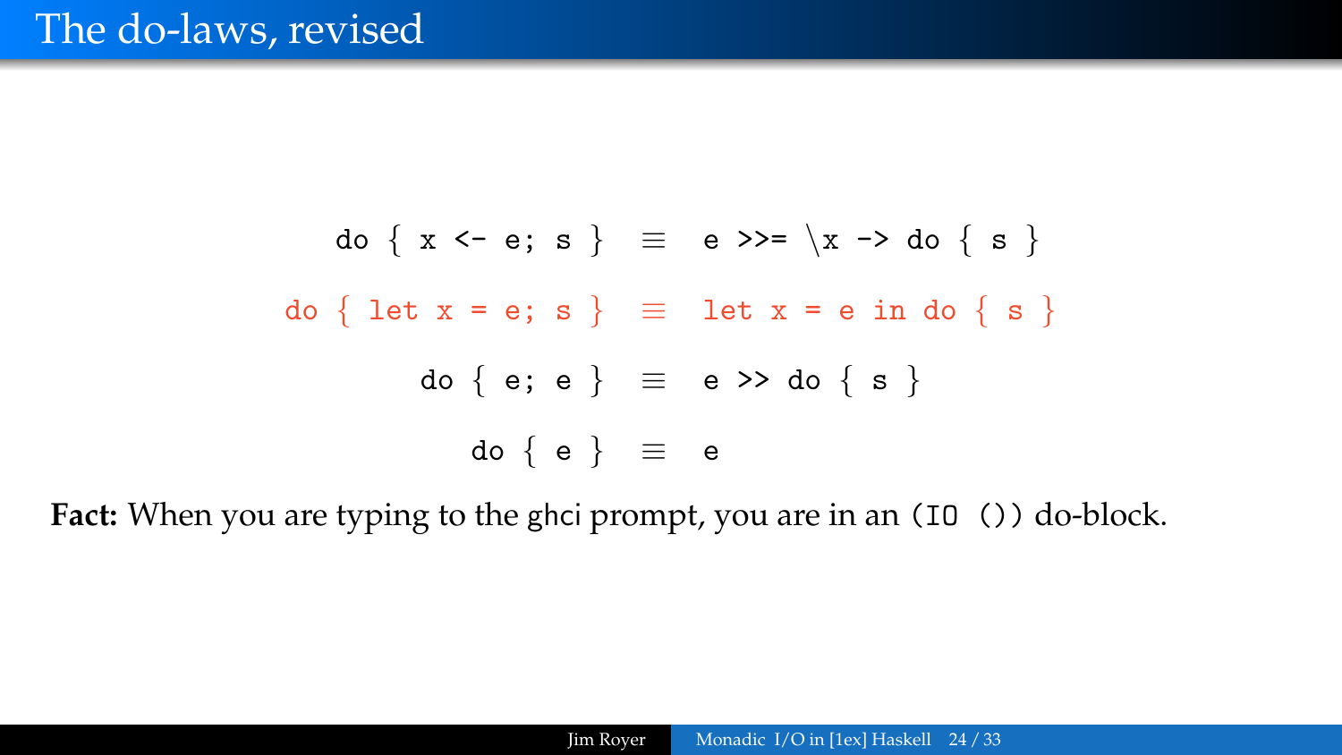# The do-laws, revised

```
do { x <- e; s }    ≡   e >>= \x -> do { s }
do { let x = e; s } ≡   let x = e in do { s }
do { e; e }         ≡   e >> do { s }
do { e }            ≡   e
```

**Fact:** When you are typing to the ghci prompt, you are in an `(IO ())` do-block.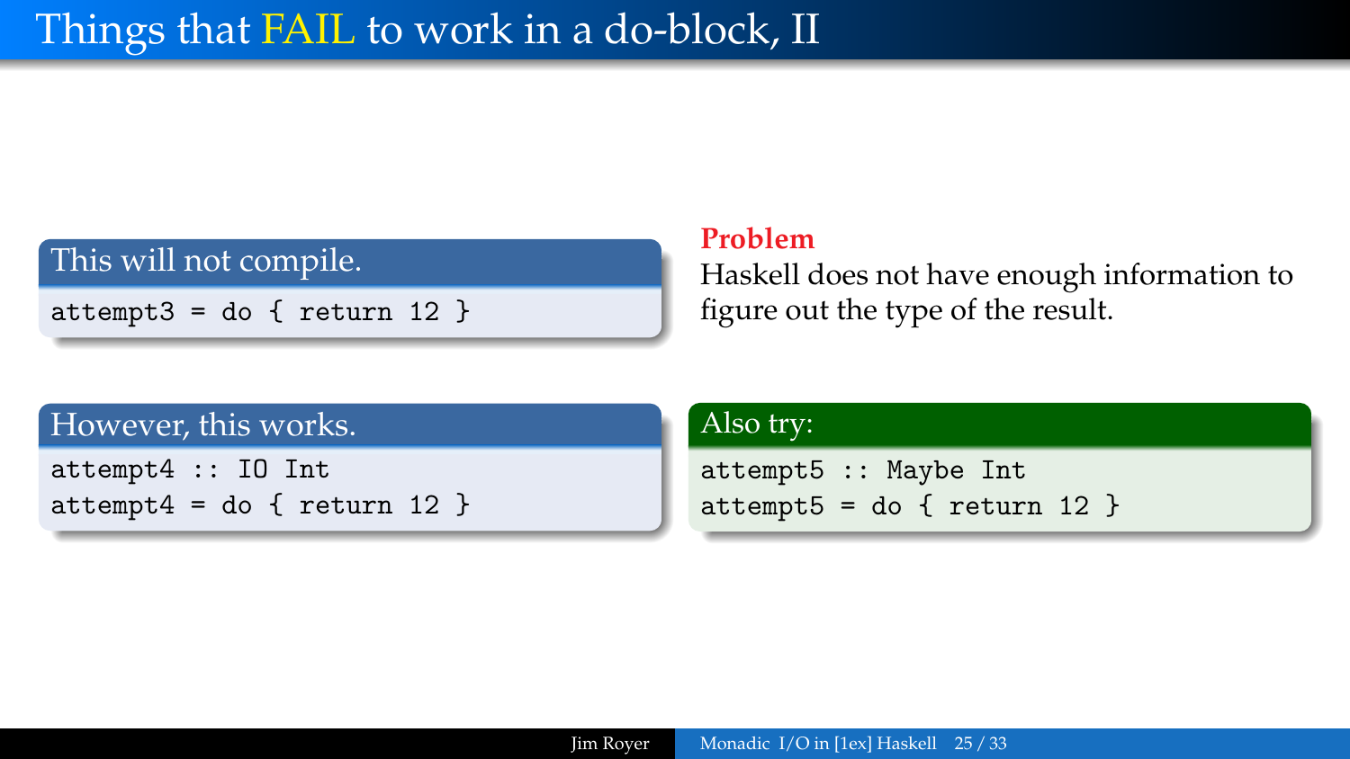# Things that FAIL to work in a do-block, II

**This will not compile.**

```
attempt3 = do { return 12 }
```

**Problem**

Haskell does not have enough information to figure out the type of the result.

**However, this works.**

```
attempt4 :: IO Int
attempt4 = do { return 12 }
```

**Also try:**

```
attempt5 :: Maybe Int
attempt5 = do { return 12 }
```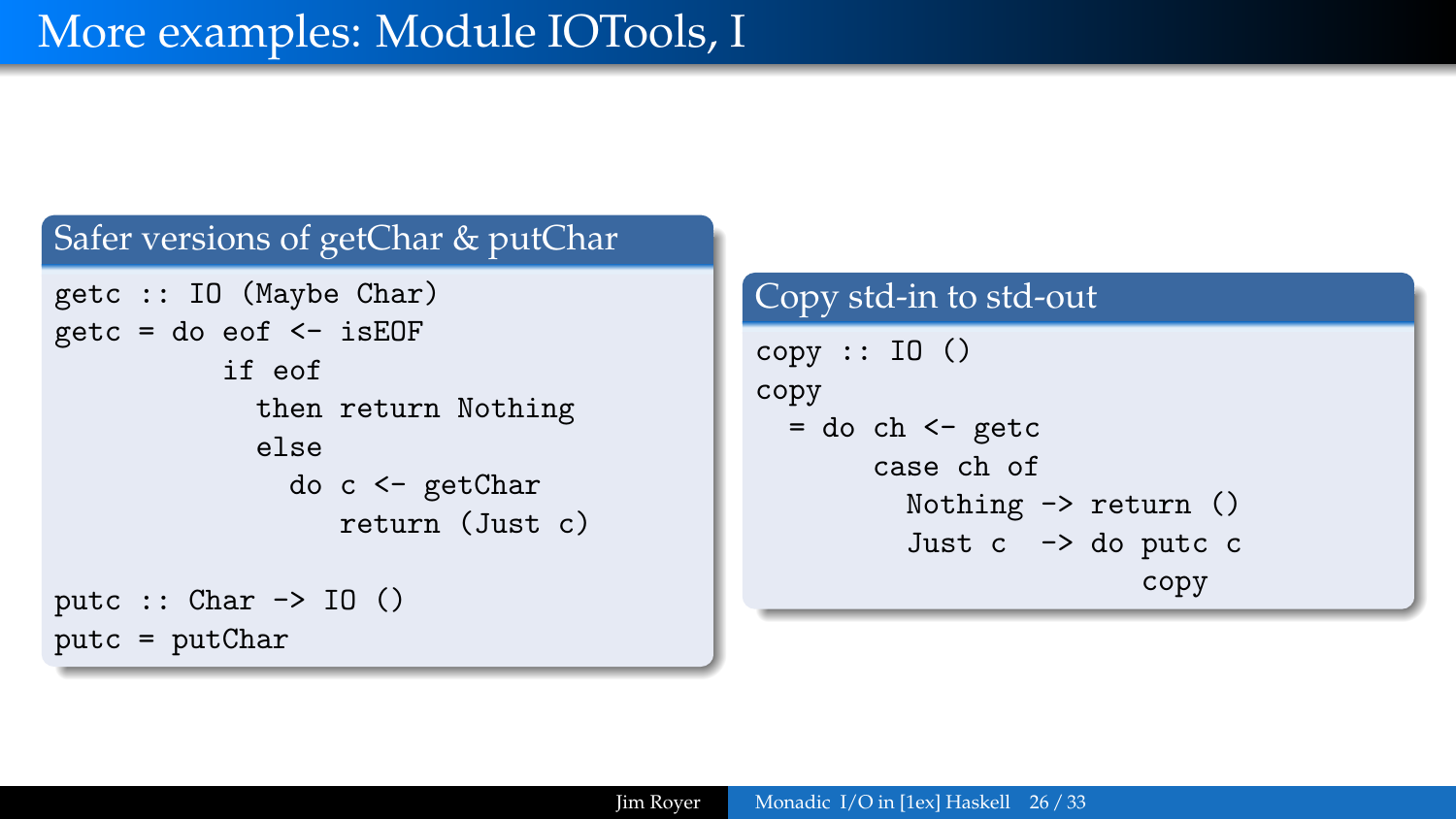# More examples: Module IOTools, I

## Safer versions of getChar & putChar

```
getc :: IO (Maybe Char)
getc = do eof <- isEOF
          if eof
            then return Nothing
            else
              do c <- getChar
                 return (Just c)

putc :: Char -> IO ()
putc = putChar
```

## Copy std-in to std-out

```
copy :: IO ()
copy
  = do ch <- getc
       case ch of
         Nothing -> return ()
         Just c  -> do putc c
                       copy
```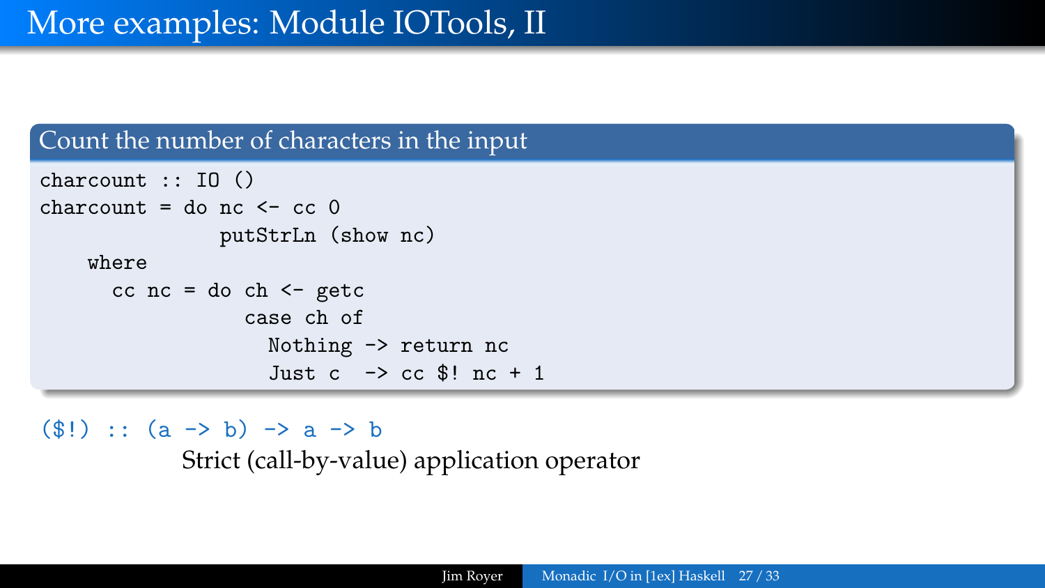# More examples: Module IOTools, II

### Count the number of characters in the input

```
charcount :: IO ()
charcount = do nc <- cc 0
               putStrLn (show nc)
    where
      cc nc = do ch <- getc
                 case ch of
                   Nothing -> return nc
                   Just c  -> cc $! nc + 1
```

`($!) :: (a -> b) -> a -> b`

Strict (call-by-value) application operator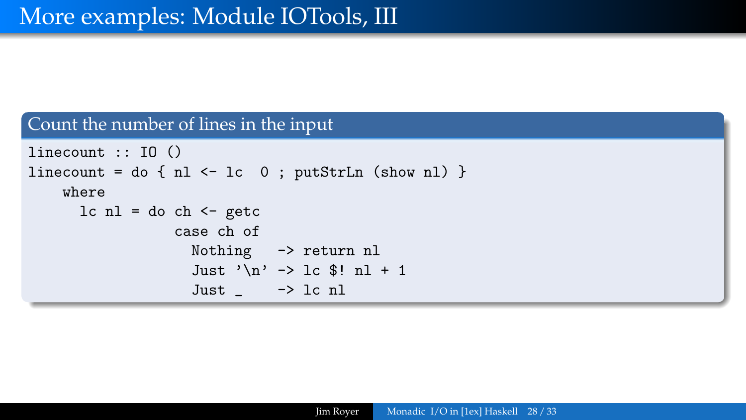# More examples: Module IOTools, III

## Count the number of lines in the input

```
linecount :: IO ()
linecount = do { nl <- lc  0 ; putStrLn (show nl) }
    where
      lc nl = do ch <- getc
                 case ch of
                   Nothing   -> return nl
                   Just '\n' -> lc $! nl + 1
                   Just _    -> lc nl
```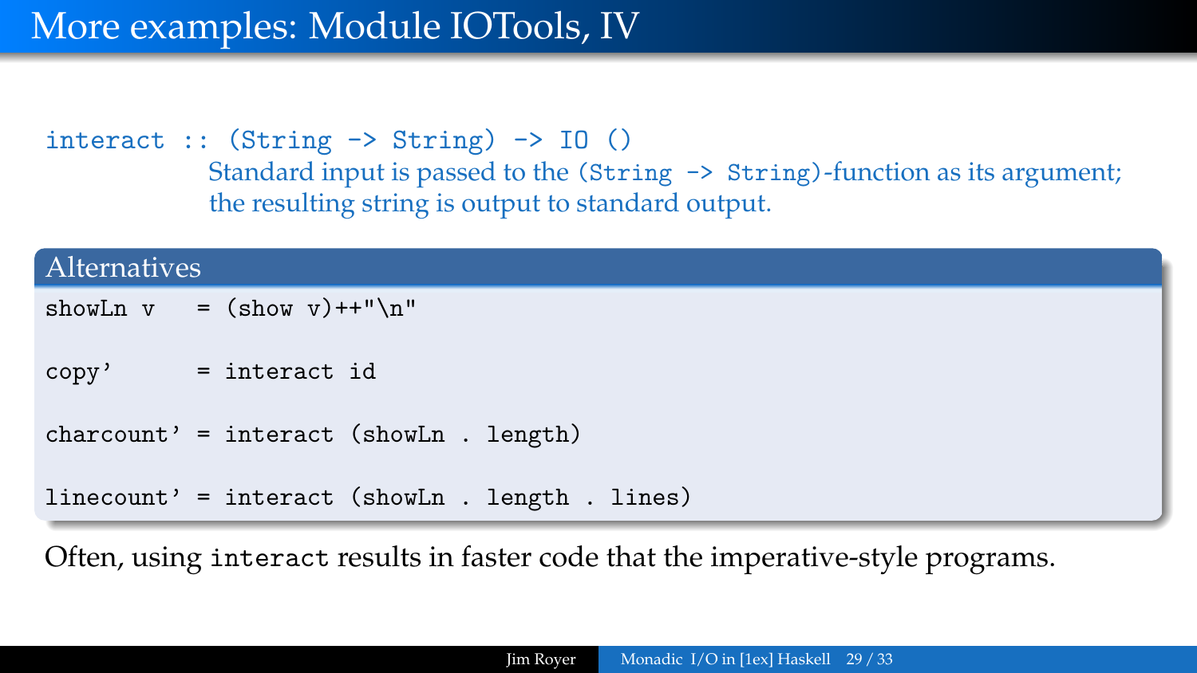# More examples: Module IOTools, IV

```
interact :: (String -> String) -> IO ()
```

Standard input is passed to the `(String -> String)`-function as its argument; the resulting string is output to standard output.

**Alternatives**

```
showLn v   = (show v)++"\n"

copy'      = interact id

charcount' = interact (showLn . length)

linecount' = interact (showLn . length . lines)
```

Often, using `interact` results in faster code that the imperative-style programs.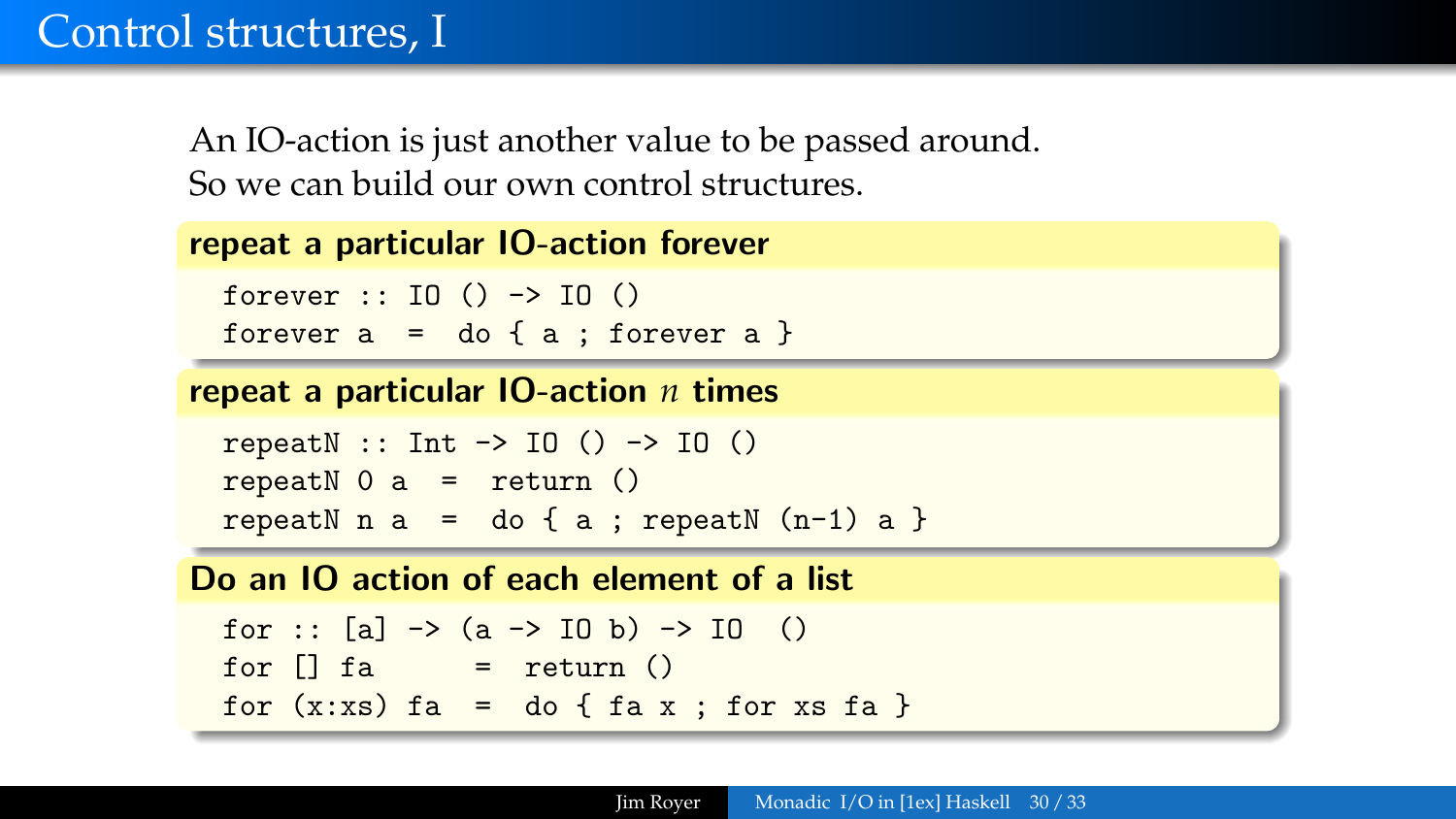# Control structures, I

An IO-action is just another value to be passed around.
So we can build our own control structures.

**repeat a particular IO-action forever**

```
forever :: IO () -> IO ()
forever a  =  do { a ; forever a }
```

**repeat a particular IO-action $n$ times**

```
repeatN :: Int -> IO () -> IO ()
repeatN 0 a  =  return ()
repeatN n a  =  do { a ; repeatN (n-1) a }
```

**Do an IO action of each element of a list**

```
for :: [a] -> (a -> IO b) -> IO  ()
for [] fa      =  return ()
for (x:xs) fa  =  do { fa x ; for xs fa }
```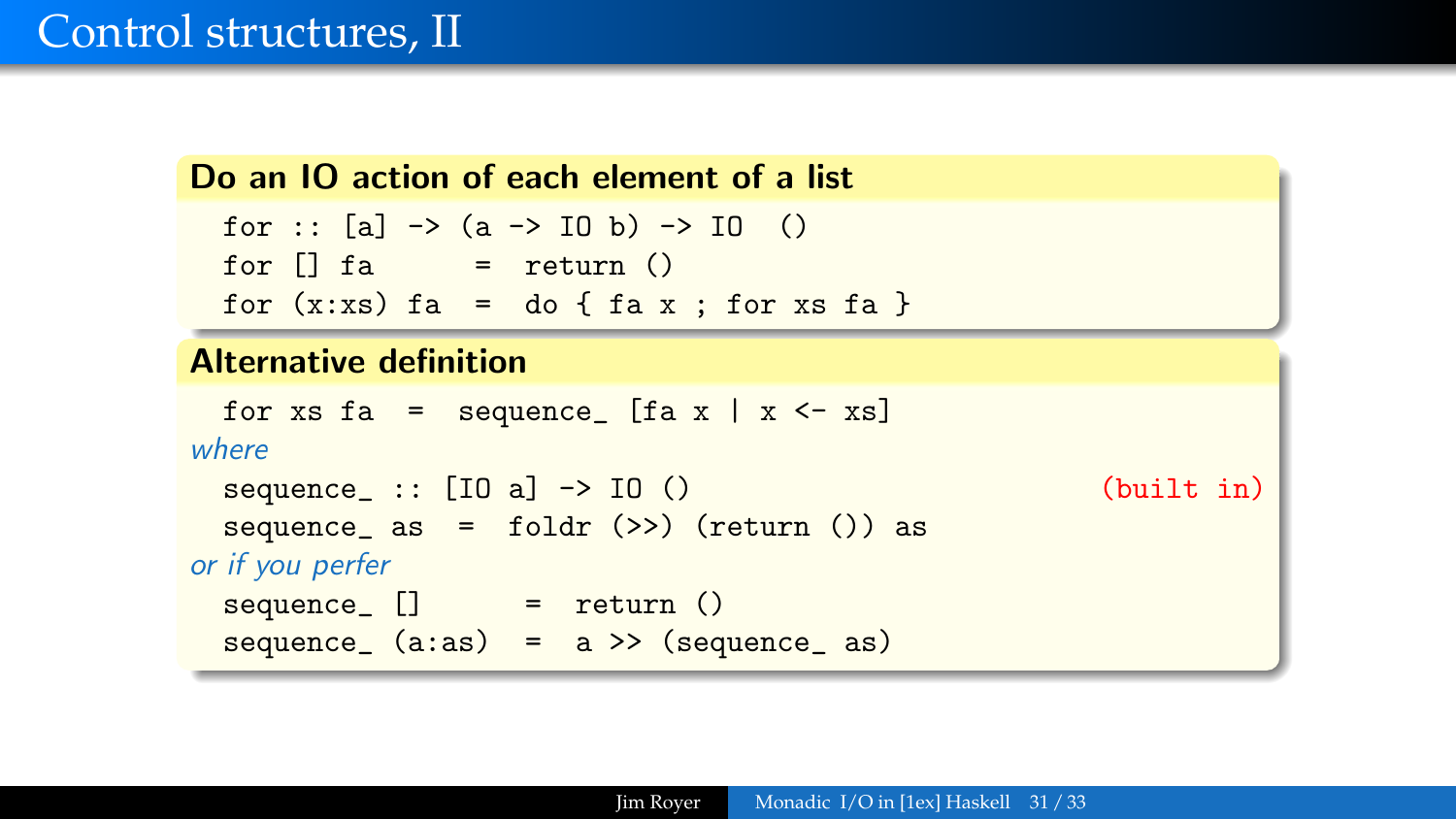# Control structures, II

**Do an IO action of each element of a list**

```
for :: [a] -> (a -> IO b) -> IO  ()
for [] fa       =  return ()
for (x:xs) fa   =  do { fa x ; for xs fa }
```

**Alternative definition**

```
for xs fa  =  sequence_ [fa x | x <- xs]
```

*where*

```
sequence_ :: [IO a] -> IO ()                                  (built in)
sequence_ as  =  foldr (>>) (return ()) as
```

*or if you perfer*

```
sequence_ []       =  return ()
sequence_ (a:as)   =  a >> (sequence_ as)
```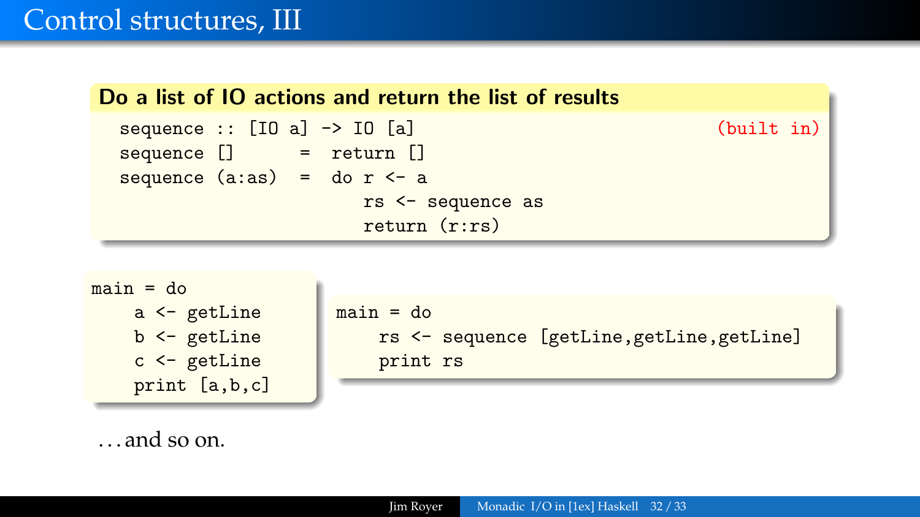# Control structures, III

**Do a list of IO actions and return the list of results**

```
sequence :: [IO a] -> IO [a]                                    (built in)
sequence []      =  return []
sequence (a:as)  =  do r <- a
                       rs <- sequence as
                       return (r:rs)
```

```
main = do
    a <- getLine
    b <- getLine
    c <- getLine
    print [a,b,c]
```

```
main = do
    rs <- sequence [getLine,getLine,getLine]
    print rs
```

. . . and so on.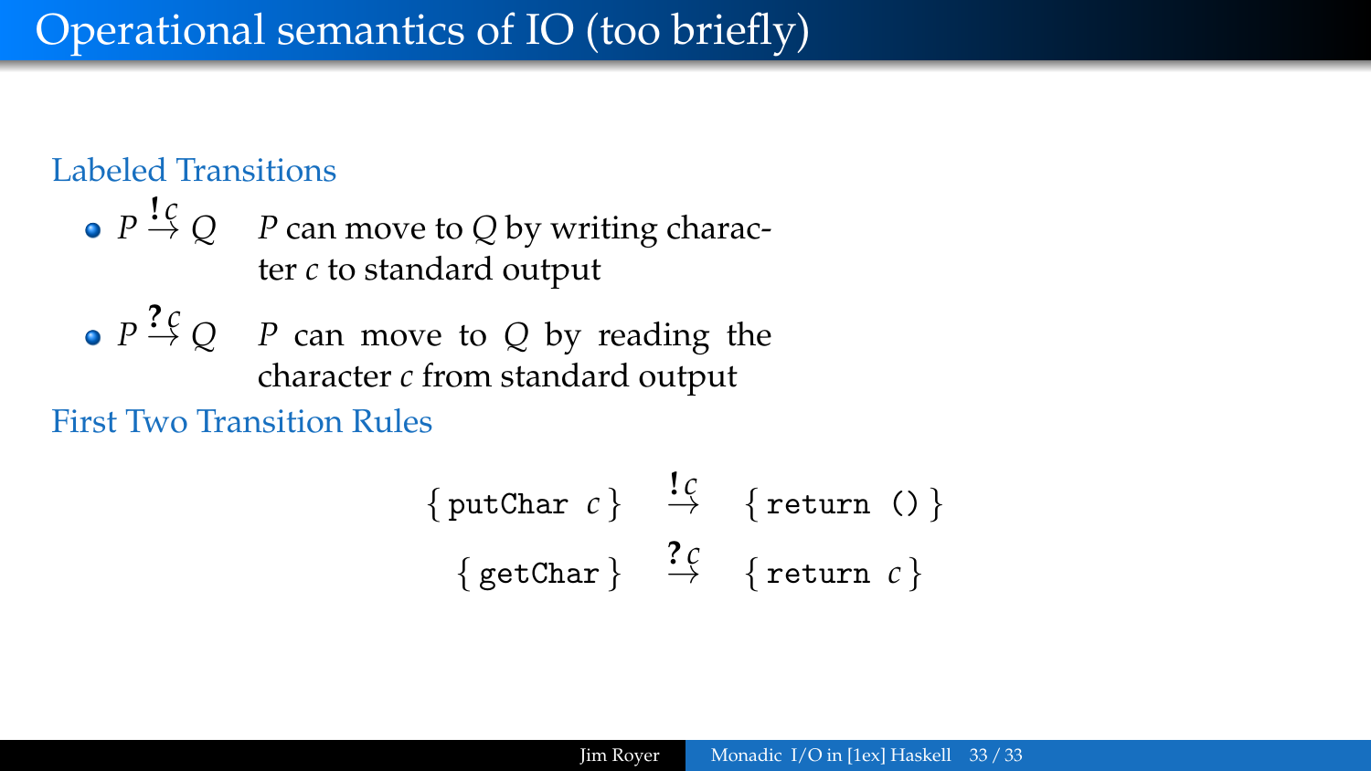# Operational semantics of IO (too briefly)

## Labeled Transitions

- $P \xrightarrow{!c} Q$ $\quad$ $P$ can move to $Q$ by writing character $c$ to standard output
- $P \xrightarrow{?c} Q$ $\quad$ $P$ can move to $Q$ by reading the character $c$ from standard output

## First Two Transition Rules

$$\{\,\texttt{putChar}\ c\,\} \xrightarrow{!c} \{\,\texttt{return ()}\,\}$$

$$\{\,\texttt{getChar}\,\} \xrightarrow{?c} \{\,\texttt{return}\ c\,\}$$